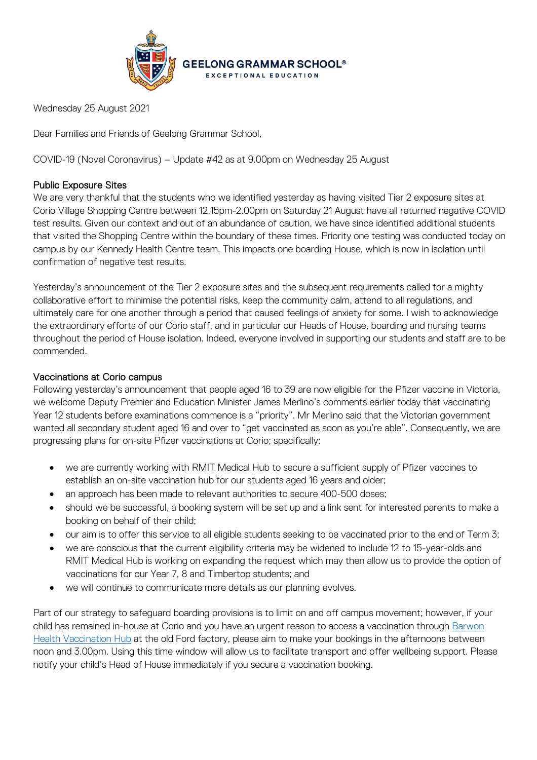GEELONG GRAMMAR SCHOOL®
EXCEPTIONAL EDUCATION

Wednesday 25 August 2021

Dear Families and Friends of Geelong Grammar School,

COVID-19 (Novel Coronavirus) – Update #42 as at 9.00pm on Wednesday 25 August

## Public Exposure Sites

We are very thankful that the students who we identified yesterday as having visited Tier 2 exposure sites at Corio Village Shopping Centre between 12.15pm-2.00pm on Saturday 21 August have all returned negative COVID test results. Given our context and out of an abundance of caution, we have since identified additional students that visited the Shopping Centre within the boundary of these times. Priority one testing was conducted today on campus by our Kennedy Health Centre team. This impacts one boarding House, which is now in isolation until confirmation of negative test results.

Yesterday's announcement of the Tier 2 exposure sites and the subsequent requirements called for a mighty collaborative effort to minimise the potential risks, keep the community calm, attend to all regulations, and ultimately care for one another through a period that caused feelings of anxiety for some. I wish to acknowledge the extraordinary efforts of our Corio staff, and in particular our Heads of House, boarding and nursing teams throughout the period of House isolation. Indeed, everyone involved in supporting our students and staff are to be commended.

## Vaccinations at Corio campus

Following yesterday's announcement that people aged 16 to 39 are now eligible for the Pfizer vaccine in Victoria, we welcome Deputy Premier and Education Minister James Merlino's comments earlier today that vaccinating Year 12 students before examinations commence is a "priority". Mr Merlino said that the Victorian government wanted all secondary student aged 16 and over to "get vaccinated as soon as you're able". Consequently, we are progressing plans for on-site Pfizer vaccinations at Corio; specifically:

- we are currently working with RMIT Medical Hub to secure a sufficient supply of Pfizer vaccines to establish an on-site vaccination hub for our students aged 16 years and older;
- an approach has been made to relevant authorities to secure 400-500 doses;
- should we be successful, a booking system will be set up and a link sent for interested parents to make a booking on behalf of their child;
- our aim is to offer this service to all eligible students seeking to be vaccinated prior to the end of Term 3;
- we are conscious that the current eligibility criteria may be widened to include 12 to 15-year-olds and RMIT Medical Hub is working on expanding the request which may then allow us to provide the option of vaccinations for our Year 7, 8 and Timbertop students; and
- we will continue to communicate more details as our planning evolves.

Part of our strategy to safeguard boarding provisions is to limit on and off campus movement; however, if your child has remained in-house at Corio and you have an urgent reason to access a vaccination through Barwon Health Vaccination Hub at the old Ford factory, please aim to make your bookings in the afternoons between noon and 3.00pm. Using this time window will allow us to facilitate transport and offer wellbeing support. Please notify your child's Head of House immediately if you secure a vaccination booking.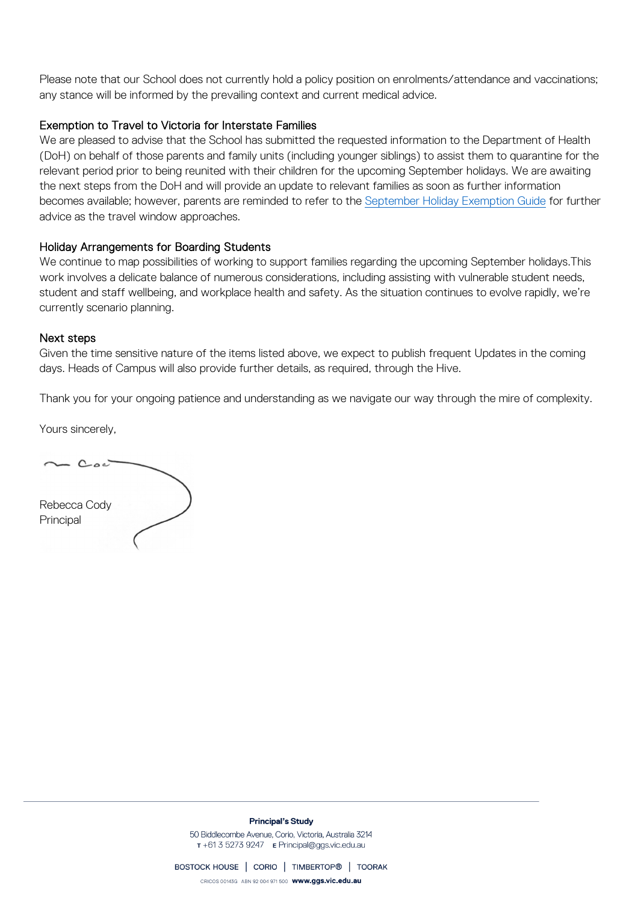Please note that our School does not currently hold a policy position on enrolments/attendance and vaccinations; any stance will be informed by the prevailing context and current medical advice.

### Exemption to Travel to Victoria for Interstate Families

We are pleased to advise that the School has submitted the requested information to the Department of Health (DoH) on behalf of those parents and family units (including younger siblings) to assist them to quarantine for the relevant period prior to being reunited with their children for the upcoming September holidays. We are awaiting the next steps from the DoH and will provide an update to relevant families as soon as further information becomes available; however, parents are reminded to refer to the September Holiday Exemption Guide for further advice as the travel window approaches.

### Holiday Arrangements for Boarding Students

We continue to map possibilities of working to support families regarding the upcoming September holidays.This work involves a delicate balance of numerous considerations, including assisting with vulnerable student needs, student and staff wellbeing, and workplace health and safety. As the situation continues to evolve rapidly, we're currently scenario planning.

### Next steps

Given the time sensitive nature of the items listed above, we expect to publish frequent Updates in the coming days. Heads of Campus will also provide further details, as required, through the Hive.

Thank you for your ongoing patience and understanding as we navigate our way through the mire of complexity.

Yours sincerely,

Rebecca Cody
Principal

**Principal's Study**
50 Biddlecombe Avenue, Corio, Victoria, Australia 3214
T +61 3 5273 9247 E Principal@ggs.vic.edu.au

BOSTOCK HOUSE | CORIO | TIMBERTOP® | TOORAK

CRICOS 00143G ABN 92 004 971 500 **www.ggs.vic.edu.au**